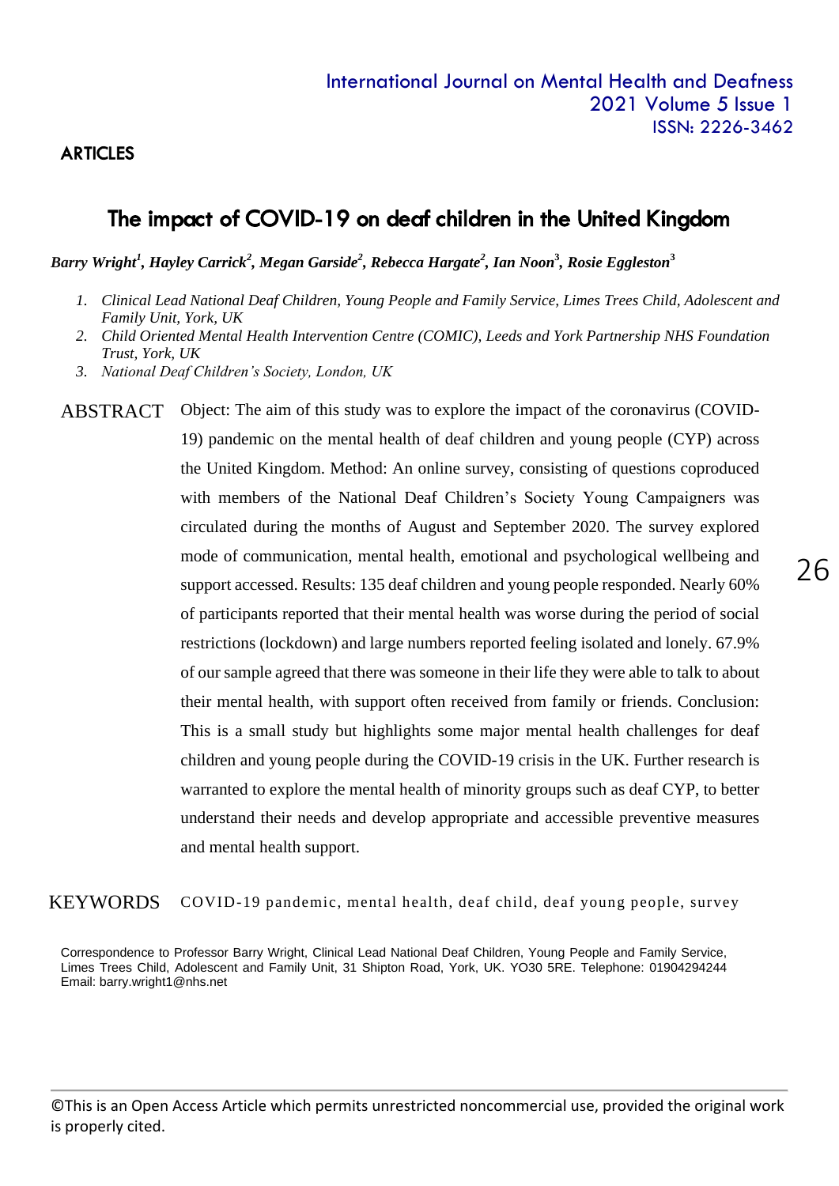## ARTICLES

# The impact of COVID-19 on deaf children in the United Kingdom

***Barry Wright[1], Hayley Carrick[2], Megan Garside[2], Rebecca Hargate[2], Ian Noon[3], Rosie Eggleston[3]***

1. *Clinical Lead National Deaf Children, Young People and Family Service, Limes Trees Child, Adolescent and Family Unit, York, UK*
2. *Child Oriented Mental Health Intervention Centre (COMIC), Leeds and York Partnership NHS Foundation Trust, York, UK*
3. *National Deaf Children's Society, London, UK*

ABSTRACT Object: The aim of this study was to explore the impact of the coronavirus (COVID-19) pandemic on the mental health of deaf children and young people (CYP) across the United Kingdom. Method: An online survey, consisting of questions coproduced with members of the National Deaf Children's Society Young Campaigners was circulated during the months of August and September 2020. The survey explored mode of communication, mental health, emotional and psychological wellbeing and support accessed. Results: 135 deaf children and young people responded. Nearly 60% of participants reported that their mental health was worse during the period of social restrictions (lockdown) and large numbers reported feeling isolated and lonely. 67.9% of our sample agreed that there was someone in their life they were able to talk to about their mental health, with support often received from family or friends. Conclusion: This is a small study but highlights some major mental health challenges for deaf children and young people during the COVID-19 crisis in the UK. Further research is warranted to explore the mental health of minority groups such as deaf CYP, to better understand their needs and develop appropriate and accessible preventive measures and mental health support.

KEYWORDS COVID-19 pandemic, mental health, deaf child, deaf young people, survey

Correspondence to Professor Barry Wright, Clinical Lead National Deaf Children, Young People and Family Service, Limes Trees Child, Adolescent and Family Unit, 31 Shipton Road, York, UK. YO30 5RE. Telephone: 01904294244 Email: barry.wright1@nhs.net

©This is an Open Access Article which permits unrestricted noncommercial use, provided the original work is properly cited.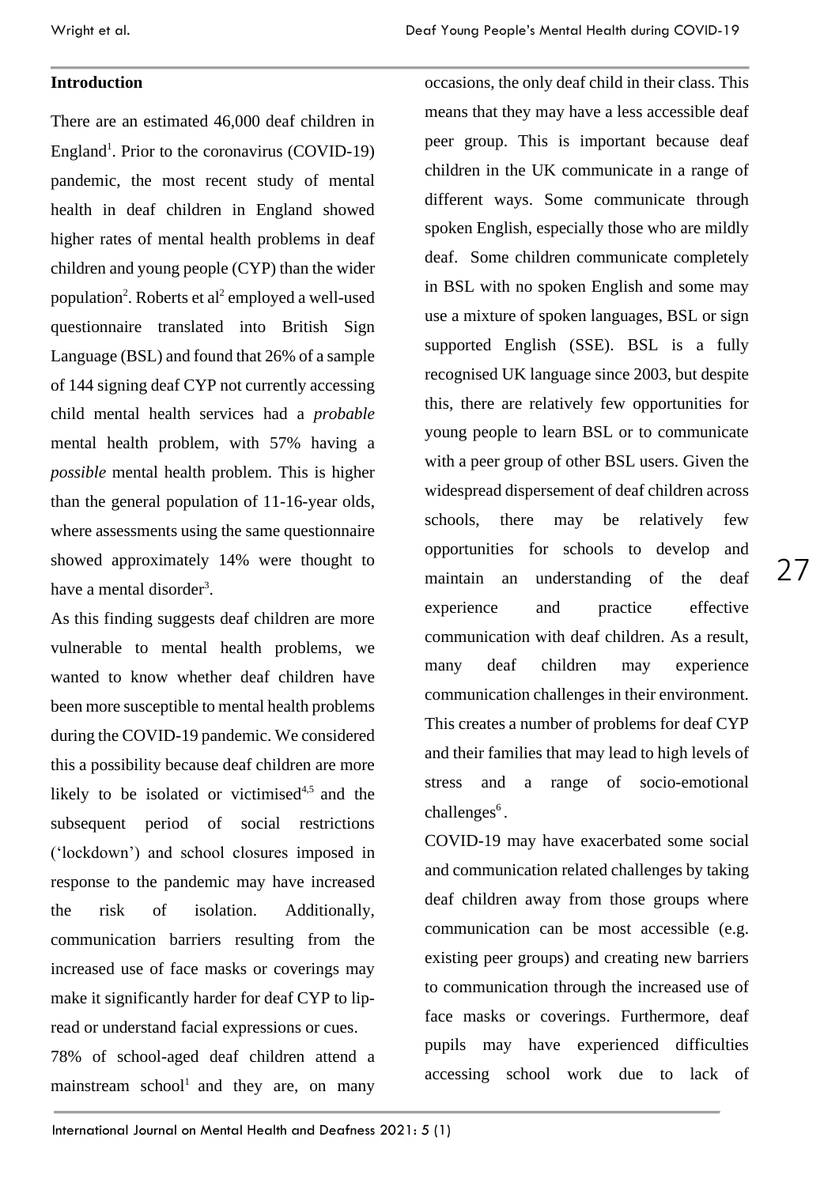## Introduction

There are an estimated 46,000 deaf children in England[1]. Prior to the coronavirus (COVID-19) pandemic, the most recent study of mental health in deaf children in England showed higher rates of mental health problems in deaf children and young people (CYP) than the wider population[2]. Roberts et al[2] employed a well-used questionnaire translated into British Sign Language (BSL) and found that 26% of a sample of 144 signing deaf CYP not currently accessing child mental health services had a *probable* mental health problem, with 57% having a *possible* mental health problem. This is higher than the general population of 11-16-year olds, where assessments using the same questionnaire showed approximately 14% were thought to have a mental disorder[3].

As this finding suggests deaf children are more vulnerable to mental health problems, we wanted to know whether deaf children have been more susceptible to mental health problems during the COVID-19 pandemic. We considered this a possibility because deaf children are more likely to be isolated or victimised[4,5] and the subsequent period of social restrictions ('lockdown') and school closures imposed in response to the pandemic may have increased the risk of isolation. Additionally, communication barriers resulting from the increased use of face masks or coverings may make it significantly harder for deaf CYP to lip-read or understand facial expressions or cues.

78% of school-aged deaf children attend a mainstream school[1] and they are, on many occasions, the only deaf child in their class. This means that they may have a less accessible deaf peer group. This is important because deaf children in the UK communicate in a range of different ways. Some communicate through spoken English, especially those who are mildly deaf. Some children communicate completely in BSL with no spoken English and some may use a mixture of spoken languages, BSL or sign supported English (SSE). BSL is a fully recognised UK language since 2003, but despite this, there are relatively few opportunities for young people to learn BSL or to communicate with a peer group of other BSL users. Given the widespread dispersement of deaf children across schools, there may be relatively few opportunities for schools to develop and maintain an understanding of the deaf experience and practice effective communication with deaf children. As a result, many deaf children may experience communication challenges in their environment. This creates a number of problems for deaf CYP and their families that may lead to high levels of stress and a range of socio-emotional challenges[6].

COVID-19 may have exacerbated some social and communication related challenges by taking deaf children away from those groups where communication can be most accessible (e.g. existing peer groups) and creating new barriers to communication through the increased use of face masks or coverings. Furthermore, deaf pupils may have experienced difficulties accessing school work due to lack of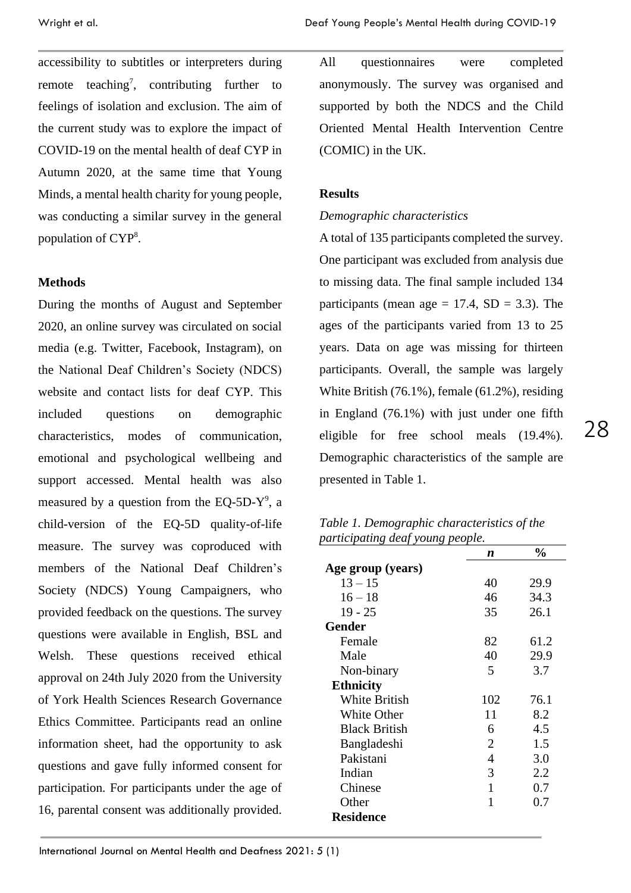accessibility to subtitles or interpreters during remote teaching[7], contributing further to feelings of isolation and exclusion. The aim of the current study was to explore the impact of COVID-19 on the mental health of deaf CYP in Autumn 2020, at the same time that Young Minds, a mental health charity for young people, was conducting a similar survey in the general population of CYP[8].

## Methods

During the months of August and September 2020, an online survey was circulated on social media (e.g. Twitter, Facebook, Instagram), on the National Deaf Children's Society (NDCS) website and contact lists for deaf CYP. This included questions on demographic characteristics, modes of communication, emotional and psychological wellbeing and support accessed. Mental health was also measured by a question from the EQ-5D-Y[9], a child-version of the EQ-5D quality-of-life measure. The survey was coproduced with members of the National Deaf Children's Society (NDCS) Young Campaigners, who provided feedback on the questions. The survey questions were available in English, BSL and Welsh. These questions received ethical approval on 24th July 2020 from the University of York Health Sciences Research Governance Ethics Committee. Participants read an online information sheet, had the opportunity to ask questions and gave fully informed consent for participation. For participants under the age of 16, parental consent was additionally provided. All questionnaires were completed anonymously. The survey was organised and supported by both the NDCS and the Child Oriented Mental Health Intervention Centre (COMIC) in the UK.

## Results

*Demographic characteristics*

A total of 135 participants completed the survey. One participant was excluded from analysis due to missing data. The final sample included 134 participants (mean age = 17.4, SD = 3.3). The ages of the participants varied from 13 to 25 years. Data on age was missing for thirteen participants. Overall, the sample was largely White British (76.1%), female (61.2%), residing in England (76.1%) with just under one fifth eligible for free school meals (19.4%). Demographic characteristics of the sample are presented in Table 1.

*Table 1. Demographic characteristics of the participating deaf young people.*

| | ***n*** | **%** |
|---|---|---|
| **Age group (years)** | | |
| 13 – 15 | 40 | 29.9 |
| 16 – 18 | 46 | 34.3 |
| 19 - 25 | 35 | 26.1 |
| **Gender** | | |
| Female | 82 | 61.2 |
| Male | 40 | 29.9 |
| Non-binary | 5 | 3.7 |
| **Ethnicity** | | |
| White British | 102 | 76.1 |
| White Other | 11 | 8.2 |
| Black British | 6 | 4.5 |
| Bangladeshi | 2 | 1.5 |
| Pakistani | 4 | 3.0 |
| Indian | 3 | 2.2 |
| Chinese | 1 | 0.7 |
| Other | 1 | 0.7 |
| **Residence** | | |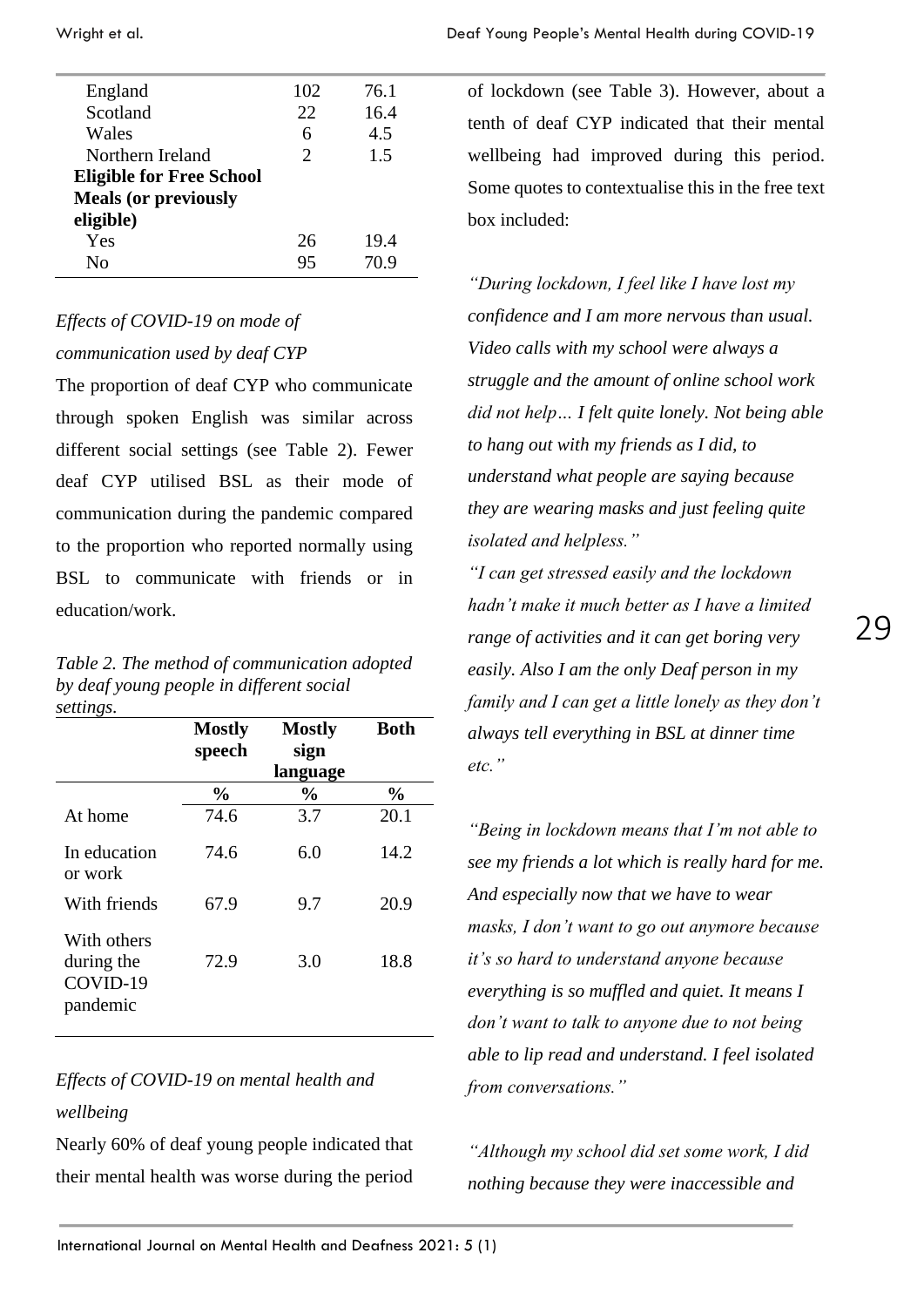| | | |
|---|---|---|
| England | 102 | 76.1 |
| Scotland | 22 | 16.4 |
| Wales | 6 | 4.5 |
| Northern Ireland | 2 | 1.5 |
| **Eligible for Free School Meals (or previously eligible)** | | |
| Yes | 26 | 19.4 |
| No | 95 | 70.9 |

*Effects of COVID-19 on mode of communication used by deaf CYP*

The proportion of deaf CYP who communicate through spoken English was similar across different social settings (see Table 2). Fewer deaf CYP utilised BSL as their mode of communication during the pandemic compared to the proportion who reported normally using BSL to communicate with friends or in education/work.

*Table 2. The method of communication adopted by deaf young people in different social settings.*

| | **Mostly speech** | **Mostly sign language** | **Both** |
|---|---|---|---|
| | **%** | **%** | **%** |
| At home | 74.6 | 3.7 | 20.1 |
| In education or work | 74.6 | 6.0 | 14.2 |
| With friends | 67.9 | 9.7 | 20.9 |
| With others during the COVID-19 pandemic | 72.9 | 3.0 | 18.8 |

*Effects of COVID-19 on mental health and wellbeing*

Nearly 60% of deaf young people indicated that their mental health was worse during the period of lockdown (see Table 3). However, about a tenth of deaf CYP indicated that their mental wellbeing had improved during this period. Some quotes to contextualise this in the free text box included:

*"During lockdown, I feel like I have lost my confidence and I am more nervous than usual. Video calls with my school were always a struggle and the amount of online school work did not help… I felt quite lonely. Not being able to hang out with my friends as I did, to understand what people are saying because they are wearing masks and just feeling quite isolated and helpless."*

*"I can get stressed easily and the lockdown hadn't make it much better as I have a limited range of activities and it can get boring very easily. Also I am the only Deaf person in my family and I can get a little lonely as they don't always tell everything in BSL at dinner time etc."*

*"Being in lockdown means that I'm not able to see my friends a lot which is really hard for me. And especially now that we have to wear masks, I don't want to go out anymore because it's so hard to understand anyone because everything is so muffled and quiet. It means I don't want to talk to anyone due to not being able to lip read and understand. I feel isolated from conversations."*

*"Although my school did set some work, I did nothing because they were inaccessible and*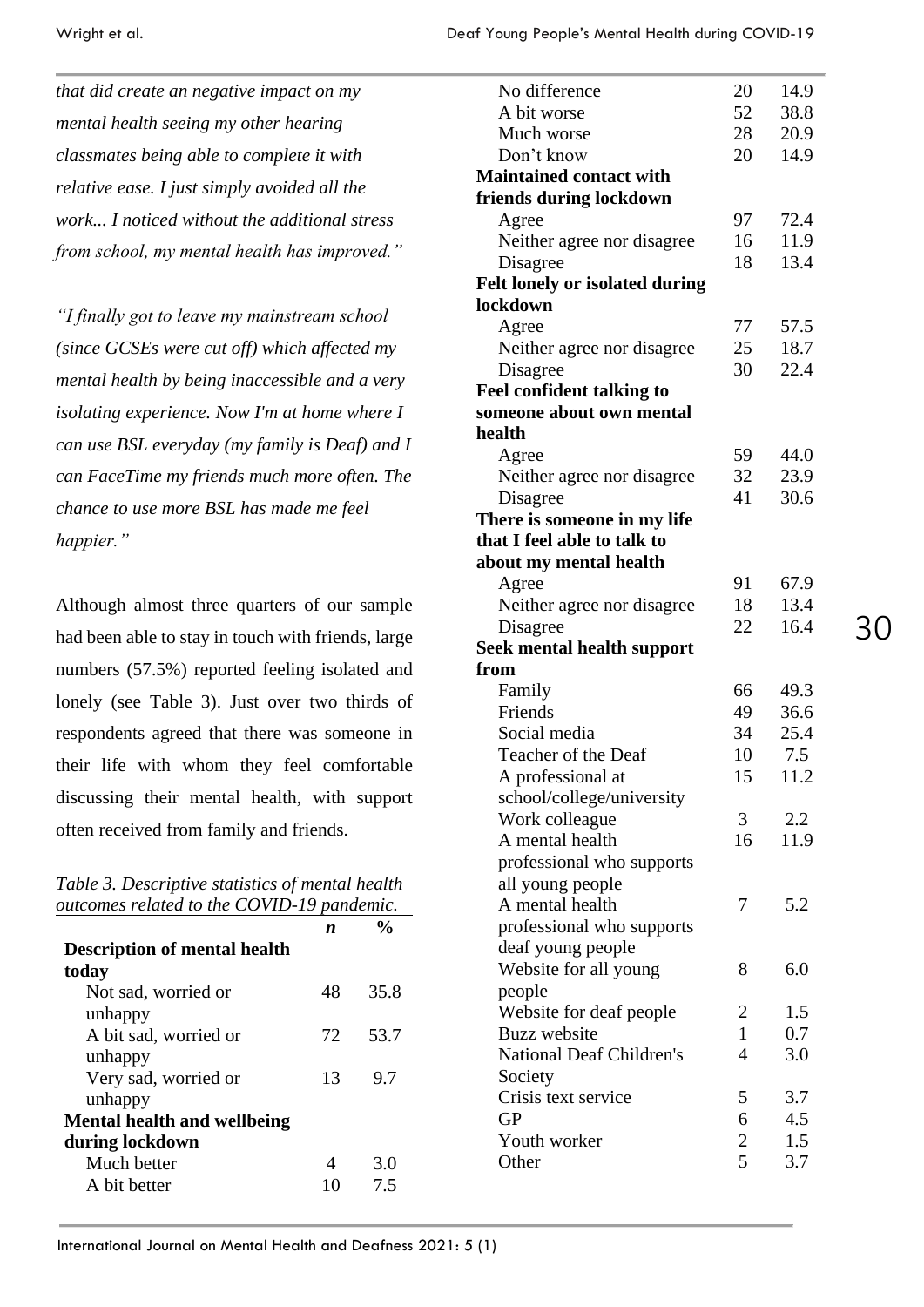*that did create an negative impact on my mental health seeing my other hearing classmates being able to complete it with relative ease. I just simply avoided all the work... I noticed without the additional stress from school, my mental health has improved."*

*"I finally got to leave my mainstream school (since GCSEs were cut off) which affected my mental health by being inaccessible and a very isolating experience. Now I'm at home where I can use BSL everyday (my family is Deaf) and I can FaceTime my friends much more often. The chance to use more BSL has made me feel happier."*

Although almost three quarters of our sample had been able to stay in touch with friends, large numbers (57.5%) reported feeling isolated and lonely (see Table 3). Just over two thirds of respondents agreed that there was someone in their life with whom they feel comfortable discussing their mental health, with support often received from family and friends.

*Table 3. Descriptive statistics of mental health outcomes related to the COVID-19 pandemic.*

| | *n* | % |
|---|---|---|
| **Description of mental health today** | | |
| Not sad, worried or unhappy | 48 | 35.8 |
| A bit sad, worried or unhappy | 72 | 53.7 |
| Very sad, worried or unhappy | 13 | 9.7 |
| **Mental health and wellbeing during lockdown** | | |
| Much better | 4 | 3.0 |
| A bit better | 10 | 7.5 |
| No difference | 20 | 14.9 |
| A bit worse | 52 | 38.8 |
| Much worse | 28 | 20.9 |
| Don't know | 20 | 14.9 |
| **Maintained contact with friends during lockdown** | | |
| Agree | 97 | 72.4 |
| Neither agree nor disagree | 16 | 11.9 |
| Disagree | 18 | 13.4 |
| **Felt lonely or isolated during lockdown** | | |
| Agree | 77 | 57.5 |
| Neither agree nor disagree | 25 | 18.7 |
| Disagree | 30 | 22.4 |
| **Feel confident talking to someone about own mental health** | | |
| Agree | 59 | 44.0 |
| Neither agree nor disagree | 32 | 23.9 |
| Disagree | 41 | 30.6 |
| **There is someone in my life that I feel able to talk to about my mental health** | | |
| Agree | 91 | 67.9 |
| Neither agree nor disagree | 18 | 13.4 |
| Disagree | 22 | 16.4 |
| **Seek mental health support from** | | |
| Family | 66 | 49.3 |
| Friends | 49 | 36.6 |
| Social media | 34 | 25.4 |
| Teacher of the Deaf | 10 | 7.5 |
| A professional at school/college/university | 15 | 11.2 |
| Work colleague | 3 | 2.2 |
| A mental health professional who supports all young people | 16 | 11.9 |
| A mental health professional who supports deaf young people | 7 | 5.2 |
| Website for all young people | 8 | 6.0 |
| Website for deaf people | 2 | 1.5 |
| Buzz website | 1 | 0.7 |
| National Deaf Children's Society | 4 | 3.0 |
| Crisis text service | 5 | 3.7 |
| GP | 6 | 4.5 |
| Youth worker | 2 | 1.5 |
| Other | 5 | 3.7 |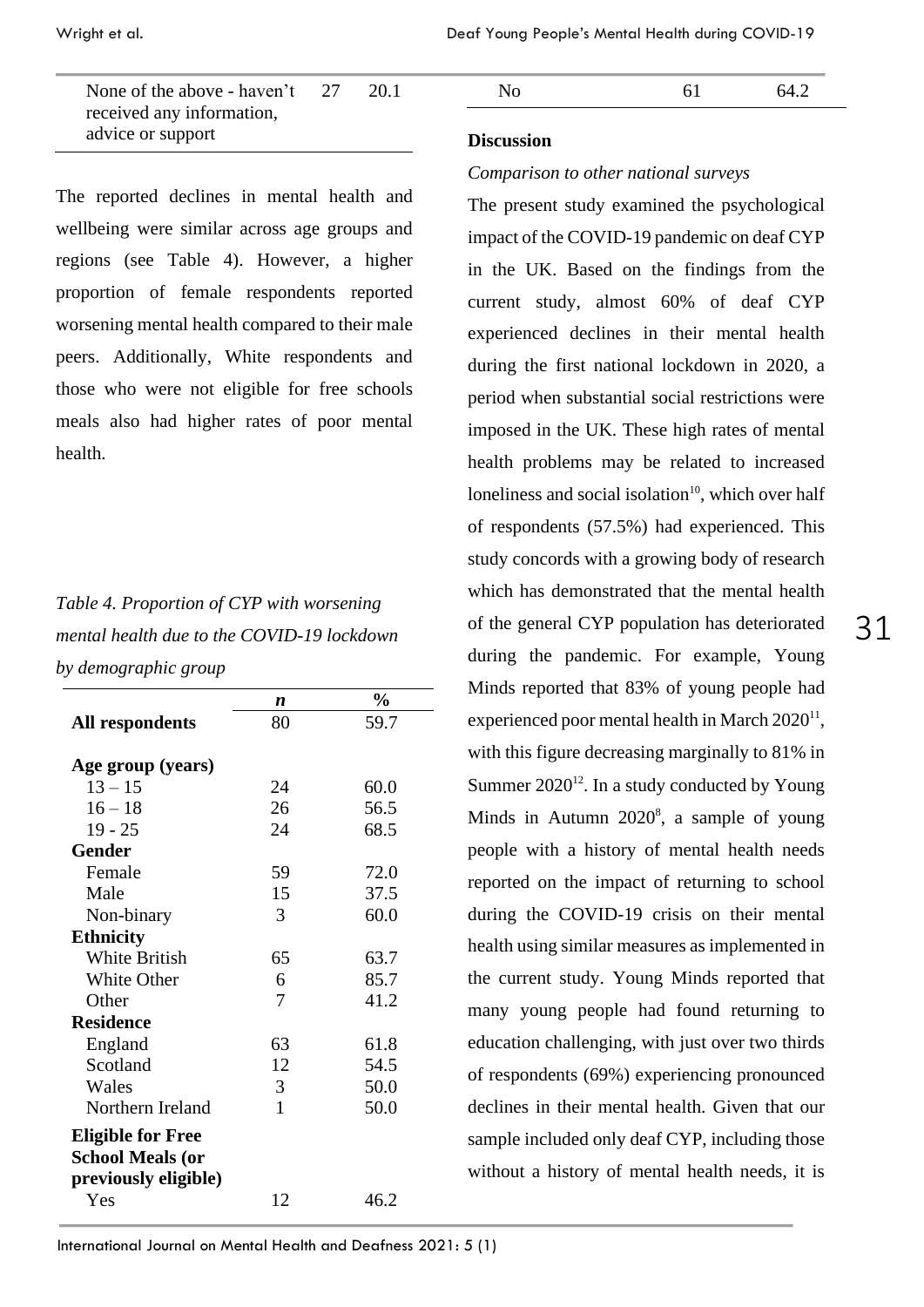| None of the above - haven't received any information, advice or support | 27 | 20.1 |
|---|---|---|

The reported declines in mental health and wellbeing were similar across age groups and regions (see Table 4). However, a higher proportion of female respondents reported worsening mental health compared to their male peers. Additionally, White respondents and those who were not eligible for free schools meals also had higher rates of poor mental health.

*Table 4. Proportion of CYP with worsening mental health due to the COVID-19 lockdown by demographic group*

| | *n* | % |
|---|---|---|
| **All respondents** | 80 | 59.7 |
| **Age group (years)** | | |
| 13 – 15 | 24 | 60.0 |
| 16 – 18 | 26 | 56.5 |
| 19 - 25 | 24 | 68.5 |
| **Gender** | | |
| Female | 59 | 72.0 |
| Male | 15 | 37.5 |
| Non-binary | 3 | 60.0 |
| **Ethnicity** | | |
| White British | 65 | 63.7 |
| White Other | 6 | 85.7 |
| Other | 7 | 41.2 |
| **Residence** | | |
| England | 63 | 61.8 |
| Scotland | 12 | 54.5 |
| Wales | 3 | 50.0 |
| Northern Ireland | 1 | 50.0 |
| **Eligible for Free School Meals (or previously eligible)** | | |
| Yes | 12 | 46.2 |
| No | 61 | 64.2 |

## Discussion

### *Comparison to other national surveys*

The present study examined the psychological impact of the COVID-19 pandemic on deaf CYP in the UK. Based on the findings from the current study, almost 60% of deaf CYP experienced declines in their mental health during the first national lockdown in 2020, a period when substantial social restrictions were imposed in the UK. These high rates of mental health problems may be related to increased loneliness and social isolation[10], which over half of respondents (57.5%) had experienced. This study concords with a growing body of research which has demonstrated that the mental health of the general CYP population has deteriorated during the pandemic. For example, Young Minds reported that 83% of young people had experienced poor mental health in March 2020[11], with this figure decreasing marginally to 81% in Summer 2020[12]. In a study conducted by Young Minds in Autumn 2020[8], a sample of young people with a history of mental health needs reported on the impact of returning to school during the COVID-19 crisis on their mental health using similar measures as implemented in the current study. Young Minds reported that many young people had found returning to education challenging, with just over two thirds of respondents (69%) experiencing pronounced declines in their mental health. Given that our sample included only deaf CYP, including those without a history of mental health needs, it is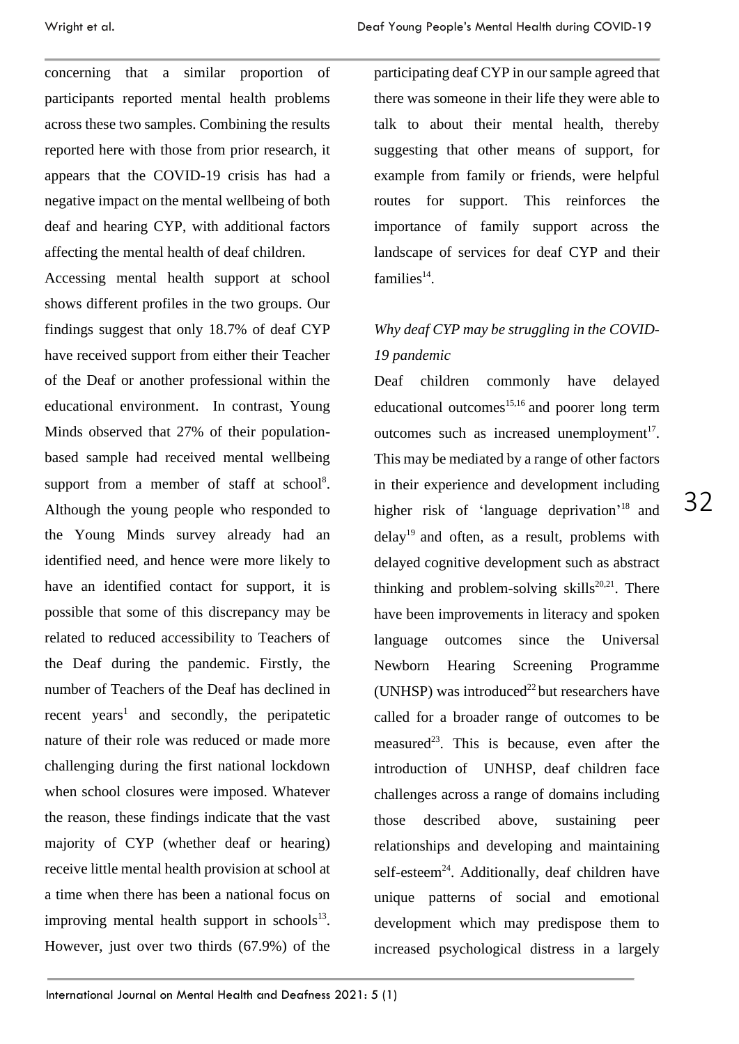concerning that a similar proportion of participants reported mental health problems across these two samples. Combining the results reported here with those from prior research, it appears that the COVID-19 crisis has had a negative impact on the mental wellbeing of both deaf and hearing CYP, with additional factors affecting the mental health of deaf children.

Accessing mental health support at school shows different profiles in the two groups. Our findings suggest that only 18.7% of deaf CYP have received support from either their Teacher of the Deaf or another professional within the educational environment. In contrast, Young Minds observed that 27% of their population-based sample had received mental wellbeing support from a member of staff at school[8]. Although the young people who responded to the Young Minds survey already had an identified need, and hence were more likely to have an identified contact for support, it is possible that some of this discrepancy may be related to reduced accessibility to Teachers of the Deaf during the pandemic. Firstly, the number of Teachers of the Deaf has declined in recent years[1] and secondly, the peripatetic nature of their role was reduced or made more challenging during the first national lockdown when school closures were imposed. Whatever the reason, these findings indicate that the vast majority of CYP (whether deaf or hearing) receive little mental health provision at school at a time when there has been a national focus on improving mental health support in schools[13]. However, just over two thirds (67.9%) of the participating deaf CYP in our sample agreed that there was someone in their life they were able to talk to about their mental health, thereby suggesting that other means of support, for example from family or friends, were helpful routes for support. This reinforces the importance of family support across the landscape of services for deaf CYP and their families[14].

### *Why deaf CYP may be struggling in the COVID-19 pandemic*

Deaf children commonly have delayed educational outcomes[15,16] and poorer long term outcomes such as increased unemployment[17]. This may be mediated by a range of other factors in their experience and development including higher risk of 'language deprivation'[18] and delay[19] and often, as a result, problems with delayed cognitive development such as abstract thinking and problem-solving skills[20,21]. There have been improvements in literacy and spoken language outcomes since the Universal Newborn Hearing Screening Programme (UNHSP) was introduced[22] but researchers have called for a broader range of outcomes to be measured[23]. This is because, even after the introduction of UNHSP, deaf children face challenges across a range of domains including those described above, sustaining peer relationships and developing and maintaining self-esteem[24]. Additionally, deaf children have unique patterns of social and emotional development which may predispose them to increased psychological distress in a largely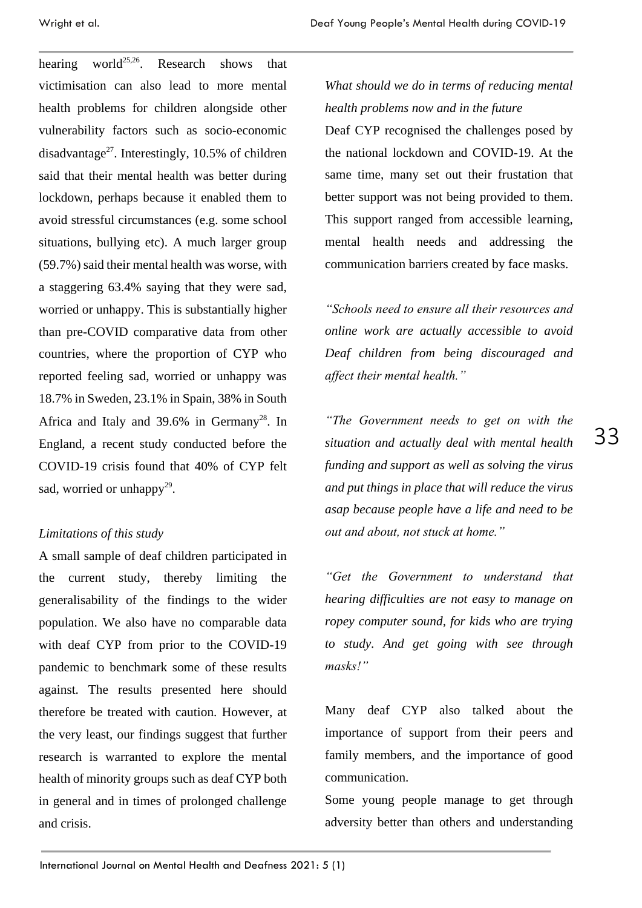hearing world[25,26]. Research shows that victimisation can also lead to more mental health problems for children alongside other vulnerability factors such as socio-economic disadvantage[27]. Interestingly, 10.5% of children said that their mental health was better during lockdown, perhaps because it enabled them to avoid stressful circumstances (e.g. some school situations, bullying etc). A much larger group (59.7%) said their mental health was worse, with a staggering 63.4% saying that they were sad, worried or unhappy. This is substantially higher than pre-COVID comparative data from other countries, where the proportion of CYP who reported feeling sad, worried or unhappy was 18.7% in Sweden, 23.1% in Spain, 38% in South Africa and Italy and 39.6% in Germany[28]. In England, a recent study conducted before the COVID-19 crisis found that 40% of CYP felt sad, worried or unhappy[29].

*Limitations of this study*

A small sample of deaf children participated in the current study, thereby limiting the generalisability of the findings to the wider population. We also have no comparable data with deaf CYP from prior to the COVID-19 pandemic to benchmark some of these results against. The results presented here should therefore be treated with caution. However, at the very least, our findings suggest that further research is warranted to explore the mental health of minority groups such as deaf CYP both in general and in times of prolonged challenge and crisis.

*What should we do in terms of reducing mental health problems now and in the future*

Deaf CYP recognised the challenges posed by the national lockdown and COVID-19. At the same time, many set out their frustation that better support was not being provided to them. This support ranged from accessible learning, mental health needs and addressing the communication barriers created by face masks.

*"Schools need to ensure all their resources and online work are actually accessible to avoid Deaf children from being discouraged and affect their mental health."*

*"The Government needs to get on with the situation and actually deal with mental health funding and support as well as solving the virus and put things in place that will reduce the virus asap because people have a life and need to be out and about, not stuck at home."*

*"Get the Government to understand that hearing difficulties are not easy to manage on ropey computer sound, for kids who are trying to study. And get going with see through masks!"*

Many deaf CYP also talked about the importance of support from their peers and family members, and the importance of good communication.

Some young people manage to get through adversity better than others and understanding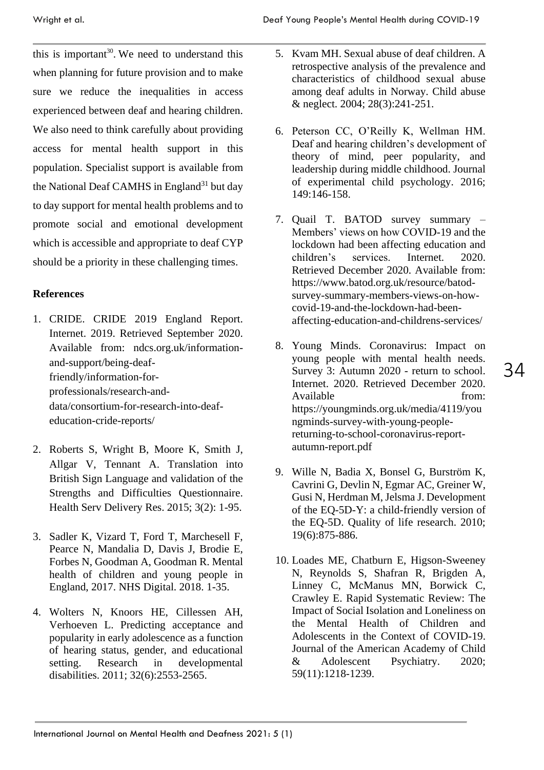this is important[30]. We need to understand this when planning for future provision and to make sure we reduce the inequalities in access experienced between deaf and hearing children. We also need to think carefully about providing access for mental health support in this population. Specialist support is available from the National Deaf CAMHS in England[31] but day to day support for mental health problems and to promote social and emotional development which is accessible and appropriate to deaf CYP should be a priority in these challenging times.

**References**

1. CRIDE. CRIDE 2019 England Report. Internet. 2019. Retrieved September 2020. Available from: ndcs.org.uk/information-and-support/being-deaf-friendly/information-for-professionals/research-and-data/consortium-for-research-into-deaf-education-cride-reports/

2. Roberts S, Wright B, Moore K, Smith J, Allgar V, Tennant A. Translation into British Sign Language and validation of the Strengths and Difficulties Questionnaire. Health Serv Delivery Res. 2015; 3(2): 1-95.

3. Sadler K, Vizard T, Ford T, Marchesell F, Pearce N, Mandalia D, Davis J, Brodie E, Forbes N, Goodman A, Goodman R. Mental health of children and young people in England, 2017. NHS Digital. 2018. 1-35.

4. Wolters N, Knoors HE, Cillessen AH, Verhoeven L. Predicting acceptance and popularity in early adolescence as a function of hearing status, gender, and educational setting. Research in developmental disabilities. 2011; 32(6):2553-2565.

5. Kvam MH. Sexual abuse of deaf children. A retrospective analysis of the prevalence and characteristics of childhood sexual abuse among deaf adults in Norway. Child abuse & neglect. 2004; 28(3):241-251.

6. Peterson CC, O'Reilly K, Wellman HM. Deaf and hearing children's development of theory of mind, peer popularity, and leadership during middle childhood. Journal of experimental child psychology. 2016; 149:146-158.

7. Quail T. BATOD survey summary – Members' views on how COVID-19 and the lockdown had been affecting education and children's services. Internet. 2020. Retrieved December 2020. Available from: https://www.batod.org.uk/resource/batod-survey-summary-members-views-on-how-covid-19-and-the-lockdown-had-been-affecting-education-and-childrens-services/

8. Young Minds. Coronavirus: Impact on young people with mental health needs. Survey 3: Autumn 2020 - return to school. Internet. 2020. Retrieved December 2020. Available from: https://youngminds.org.uk/media/4119/youngminds-survey-with-young-people-returning-to-school-coronavirus-report-autumn-report.pdf

9. Wille N, Badia X, Bonsel G, Burström K, Cavrini G, Devlin N, Egmar AC, Greiner W, Gusi N, Herdman M, Jelsma J. Development of the EQ-5D-Y: a child-friendly version of the EQ-5D. Quality of life research. 2010; 19(6):875-886.

10. Loades ME, Chatburn E, Higson-Sweeney N, Reynolds S, Shafran R, Brigden A, Linney C, McManus MN, Borwick C, Crawley E. Rapid Systematic Review: The Impact of Social Isolation and Loneliness on the Mental Health of Children and Adolescents in the Context of COVID-19. Journal of the American Academy of Child & Adolescent Psychiatry. 2020; 59(11):1218-1239.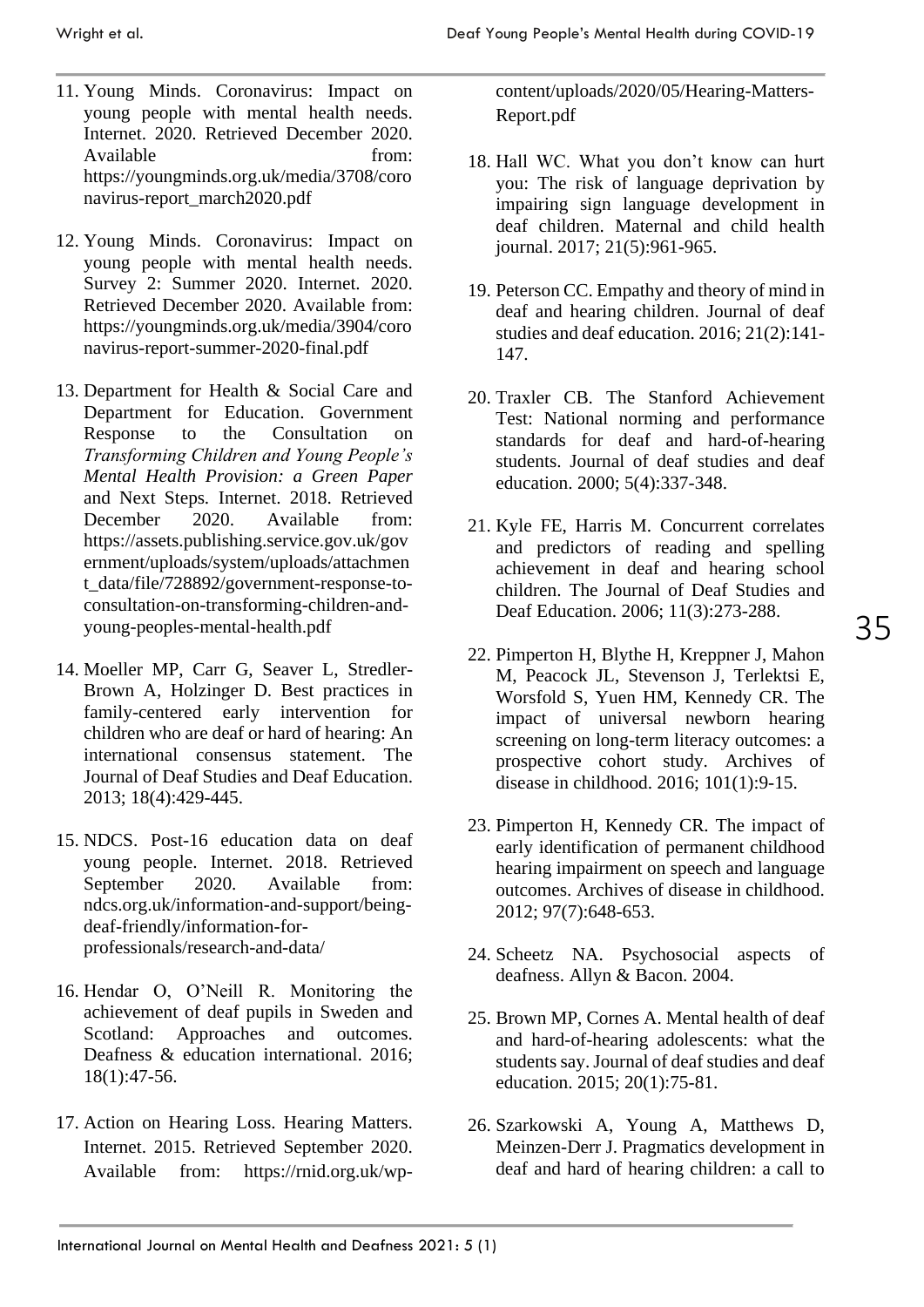11. Young Minds. Coronavirus: Impact on young people with mental health needs. Internet. 2020. Retrieved December 2020. Available from: https://youngminds.org.uk/media/3708/coronavirus-report_march2020.pdf

12. Young Minds. Coronavirus: Impact on young people with mental health needs. Survey 2: Summer 2020. Internet. 2020. Retrieved December 2020. Available from: https://youngminds.org.uk/media/3904/coronavirus-report-summer-2020-final.pdf

13. Department for Health & Social Care and Department for Education. Government Response to the Consultation on *Transforming Children and Young People's Mental Health Provision: a Green Paper* and Next Steps. Internet. 2018. Retrieved December 2020. Available from: https://assets.publishing.service.gov.uk/government/uploads/system/uploads/attachment_data/file/728892/government-response-to-consultation-on-transforming-children-and-young-peoples-mental-health.pdf

14. Moeller MP, Carr G, Seaver L, Stredler-Brown A, Holzinger D. Best practices in family-centered early intervention for children who are deaf or hard of hearing: An international consensus statement. The Journal of Deaf Studies and Deaf Education. 2013; 18(4):429-445.

15. NDCS. Post-16 education data on deaf young people. Internet. 2018. Retrieved September 2020. Available from: ndcs.org.uk/information-and-support/being-deaf-friendly/information-for-professionals/research-and-data/

16. Hendar O, O'Neill R. Monitoring the achievement of deaf pupils in Sweden and Scotland: Approaches and outcomes. Deafness & education international. 2016; 18(1):47-56.

17. Action on Hearing Loss. Hearing Matters. Internet. 2015. Retrieved September 2020. Available from: https://rnid.org.uk/wp-content/uploads/2020/05/Hearing-Matters-Report.pdf

18. Hall WC. What you don't know can hurt you: The risk of language deprivation by impairing sign language development in deaf children. Maternal and child health journal. 2017; 21(5):961-965.

19. Peterson CC. Empathy and theory of mind in deaf and hearing children. Journal of deaf studies and deaf education. 2016; 21(2):141-147.

20. Traxler CB. The Stanford Achievement Test: National norming and performance standards for deaf and hard-of-hearing students. Journal of deaf studies and deaf education. 2000; 5(4):337-348.

21. Kyle FE, Harris M. Concurrent correlates and predictors of reading and spelling achievement in deaf and hearing school children. The Journal of Deaf Studies and Deaf Education. 2006; 11(3):273-288.

22. Pimperton H, Blythe H, Kreppner J, Mahon M, Peacock JL, Stevenson J, Terlektsi E, Worsfold S, Yuen HM, Kennedy CR. The impact of universal newborn hearing screening on long-term literacy outcomes: a prospective cohort study. Archives of disease in childhood. 2016; 101(1):9-15.

23. Pimperton H, Kennedy CR. The impact of early identification of permanent childhood hearing impairment on speech and language outcomes. Archives of disease in childhood. 2012; 97(7):648-653.

24. Scheetz NA. Psychosocial aspects of deafness. Allyn & Bacon. 2004.

25. Brown MP, Cornes A. Mental health of deaf and hard-of-hearing adolescents: what the students say. Journal of deaf studies and deaf education. 2015; 20(1):75-81.

26. Szarkowski A, Young A, Matthews D, Meinzen-Derr J. Pragmatics development in deaf and hard of hearing children: a call to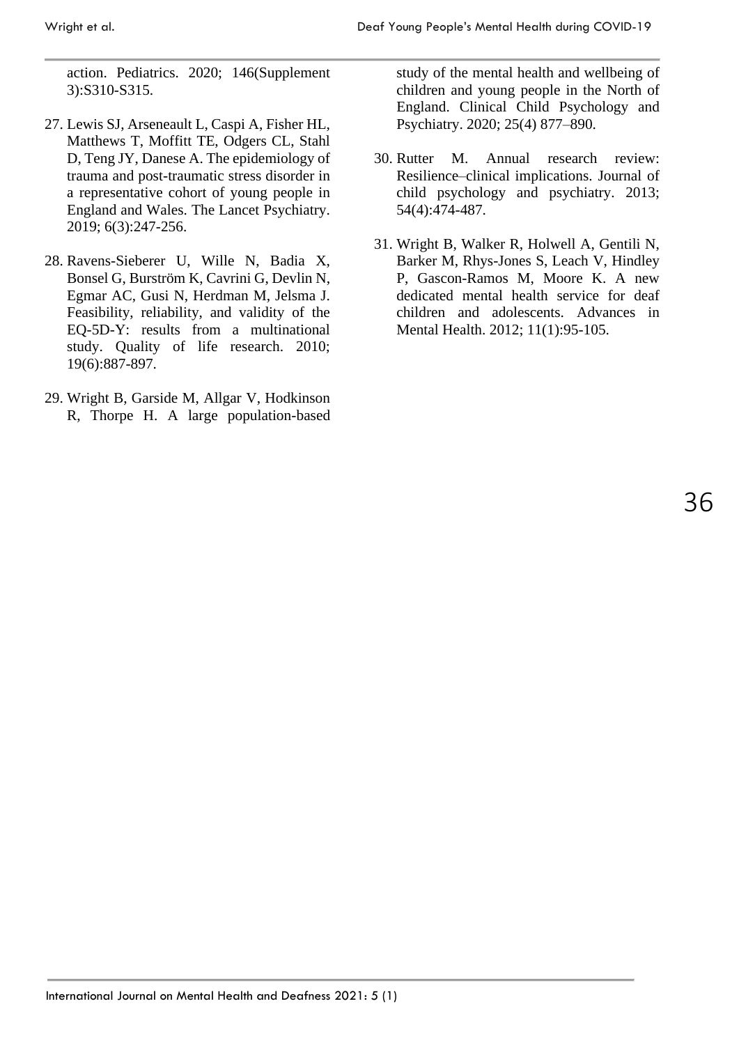action. Pediatrics. 2020; 146(Supplement 3):S310-S315.

27. Lewis SJ, Arseneault L, Caspi A, Fisher HL, Matthews T, Moffitt TE, Odgers CL, Stahl D, Teng JY, Danese A. The epidemiology of trauma and post-traumatic stress disorder in a representative cohort of young people in England and Wales. The Lancet Psychiatry. 2019; 6(3):247-256.

28. Ravens-Sieberer U, Wille N, Badia X, Bonsel G, Burström K, Cavrini G, Devlin N, Egmar AC, Gusi N, Herdman M, Jelsma J. Feasibility, reliability, and validity of the EQ-5D-Y: results from a multinational study. Quality of life research. 2010; 19(6):887-897.

29. Wright B, Garside M, Allgar V, Hodkinson R, Thorpe H. A large population-based study of the mental health and wellbeing of children and young people in the North of England. Clinical Child Psychology and Psychiatry. 2020; 25(4) 877–890.

30. Rutter M. Annual research review: Resilience–clinical implications. Journal of child psychology and psychiatry. 2013; 54(4):474-487.

31. Wright B, Walker R, Holwell A, Gentili N, Barker M, Rhys-Jones S, Leach V, Hindley P, Gascon-Ramos M, Moore K. A new dedicated mental health service for deaf children and adolescents. Advances in Mental Health. 2012; 11(1):95-105.